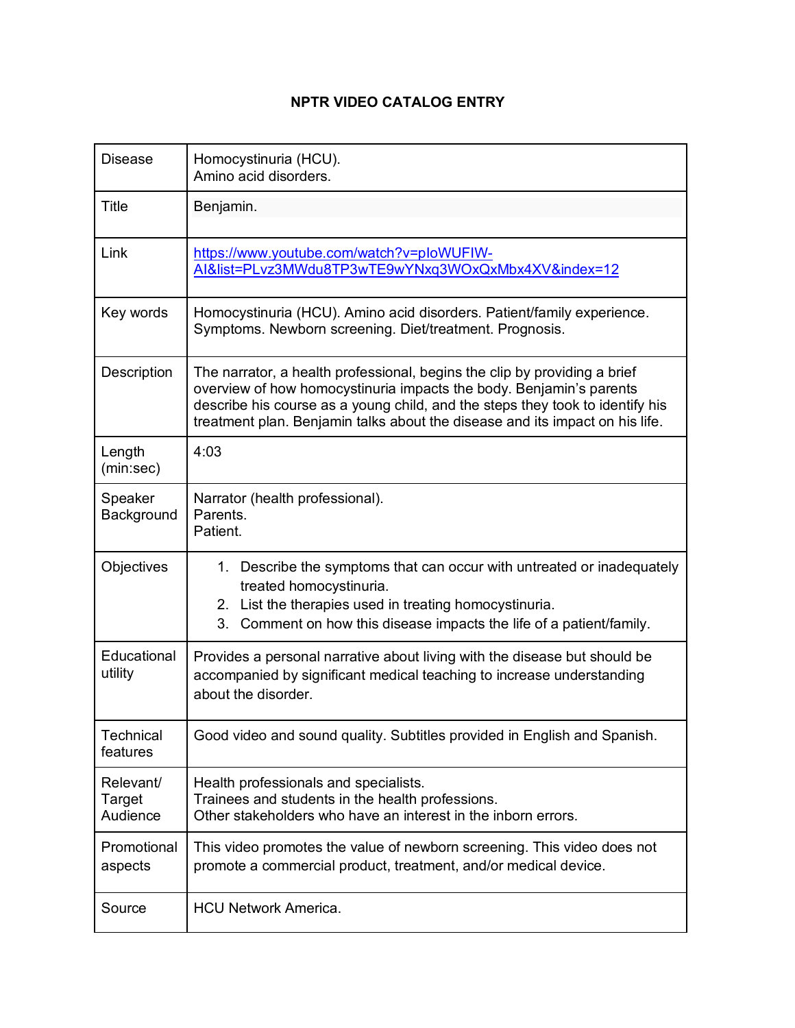# NPTR VIDEO CATALOG ENTRY

| | |
|---|---|
| Disease | Homocystinuria (HCU).<br>Amino acid disorders. |
| Title | Benjamin. |
| Link | https://www.youtube.com/watch?v=pIoWUFIW-AI&list=PLvz3MWdu8TP3wTE9wYNxq3WOxQxMbx4XV&index=12 |
| Key words | Homocystinuria (HCU). Amino acid disorders. Patient/family experience. Symptoms. Newborn screening. Diet/treatment. Prognosis. |
| Description | The narrator, a health professional, begins the clip by providing a brief overview of how homocystinuria impacts the body. Benjamin's parents describe his course as a young child, and the steps they took to identify his treatment plan. Benjamin talks about the disease and its impact on his life. |
| Length (min:sec) | 4:03 |
| Speaker Background | Narrator (health professional).<br>Parents.<br>Patient. |
| Objectives | 1. Describe the symptoms that can occur with untreated or inadequately treated homocystinuria.<br>2. List the therapies used in treating homocystinuria.<br>3. Comment on how this disease impacts the life of a patient/family. |
| Educational utility | Provides a personal narrative about living with the disease but should be accompanied by significant medical teaching to increase understanding about the disorder. |
| Technical features | Good video and sound quality. Subtitles provided in English and Spanish. |
| Relevant/ Target Audience | Health professionals and specialists.<br>Trainees and students in the health professions.<br>Other stakeholders who have an interest in the inborn errors. |
| Promotional aspects | This video promotes the value of newborn screening. This video does not promote a commercial product, treatment, and/or medical device. |
| Source | HCU Network America. |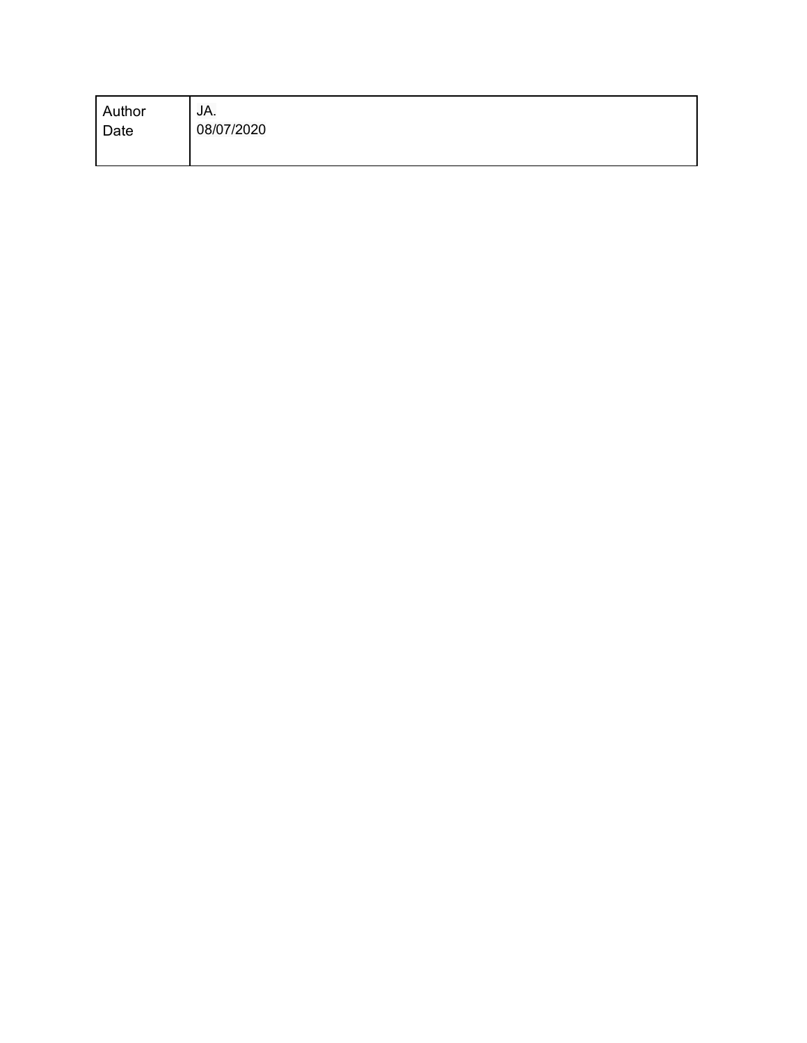| | |
|---|---|
| Author<br>Date | JA.<br>08/07/2020 |